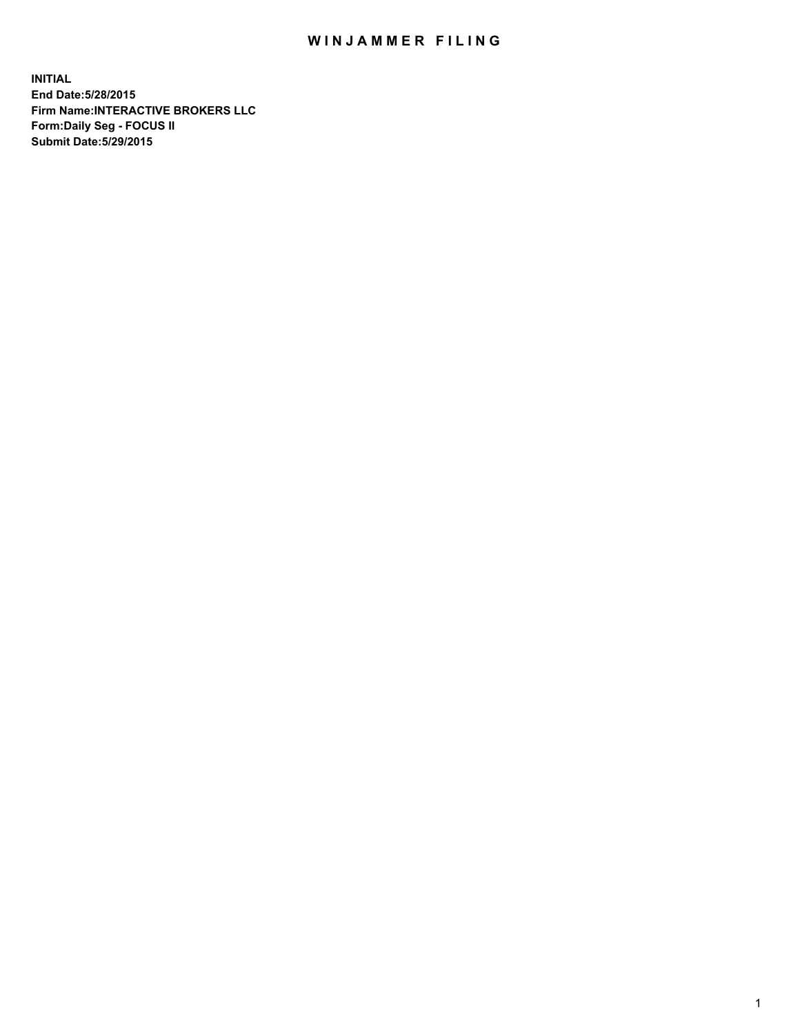# WINJAMMER FILING

**INITIAL**
**End Date:5/28/2015**
**Firm Name:INTERACTIVE BROKERS LLC**
**Form:Daily Seg - FOCUS II**
**Submit Date:5/29/2015**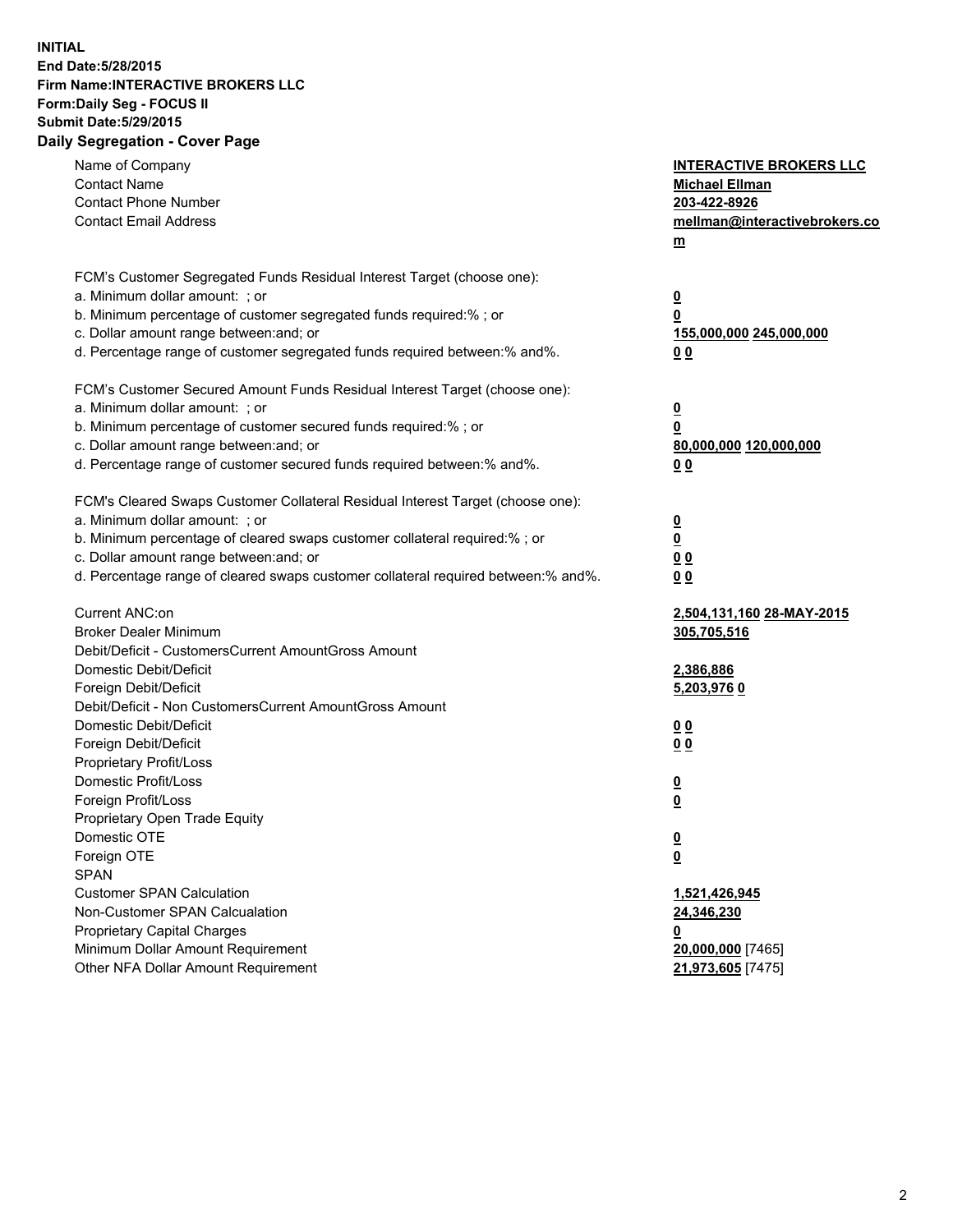**INITIAL**
**End Date:5/28/2015**
**Firm Name:INTERACTIVE BROKERS LLC**
**Form:Daily Seg - FOCUS II**
**Submit Date:5/29/2015**
**Daily Segregation - Cover Page**

| | |
|---|---|
| Name of Company | **INTERACTIVE BROKERS LLC** |
| Contact Name | **Michael Ellman** |
| Contact Phone Number | **203-422-8926** |
| Contact Email Address | **mellman@interactivebrokers.com** |
| FCM's Customer Segregated Funds Residual Interest Target (choose one): | |
| a. Minimum dollar amount: ; or | **0** |
| b. Minimum percentage of customer segregated funds required:% ; or | **0** |
| c. Dollar amount range between:and; or | **155,000,000 245,000,000** |
| d. Percentage range of customer segregated funds required between:% and%. | **0 0** |
| FCM's Customer Secured Amount Funds Residual Interest Target (choose one): | |
| a. Minimum dollar amount: ; or | **0** |
| b. Minimum percentage of customer secured funds required:% ; or | **0** |
| c. Dollar amount range between:and; or | **80,000,000 120,000,000** |
| d. Percentage range of customer secured funds required between:% and%. | **0 0** |
| FCM's Cleared Swaps Customer Collateral Residual Interest Target (choose one): | |
| a. Minimum dollar amount: ; or | **0** |
| b. Minimum percentage of cleared swaps customer collateral required:% ; or | **0** |
| c. Dollar amount range between:and; or | **0 0** |
| d. Percentage range of cleared swaps customer collateral required between:% and%. | **0 0** |
| Current ANC:on | **2,504,131,160 28-MAY-2015** |
| Broker Dealer Minimum | **305,705,516** |
| Debit/Deficit - CustomersCurrent AmountGross Amount | |
| Domestic Debit/Deficit | **2,386,886** |
| Foreign Debit/Deficit | **5,203,976 0** |
| Debit/Deficit - Non CustomersCurrent AmountGross Amount | |
| Domestic Debit/Deficit | **0 0** |
| Foreign Debit/Deficit | **0 0** |
| Proprietary Profit/Loss | |
| Domestic Profit/Loss | **0** |
| Foreign Profit/Loss | **0** |
| Proprietary Open Trade Equity | |
| Domestic OTE | **0** |
| Foreign OTE | **0** |
| SPAN | |
| Customer SPAN Calculation | **1,521,426,945** |
| Non-Customer SPAN Calcualation | **24,346,230** |
| Proprietary Capital Charges | **0** |
| Minimum Dollar Amount Requirement | **20,000,000** [7465] |
| Other NFA Dollar Amount Requirement | **21,973,605** [7475] |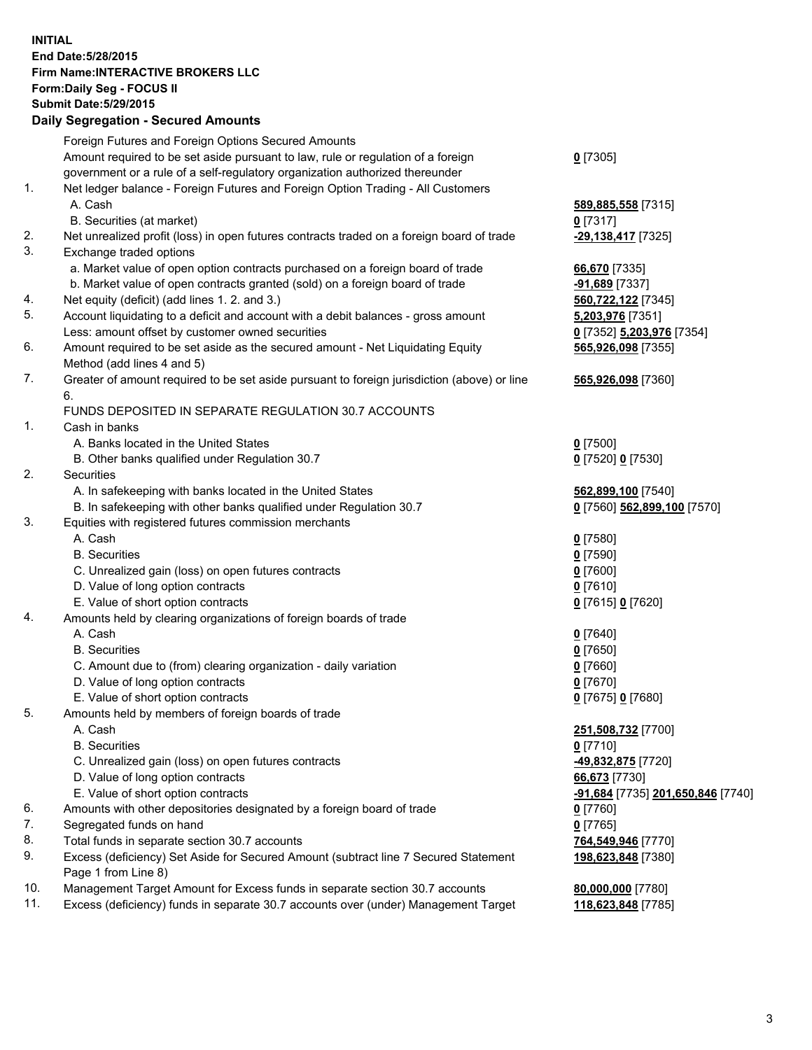**INITIAL**
**End Date:5/28/2015**
**Firm Name:INTERACTIVE BROKERS LLC**
**Form:Daily Seg - FOCUS II**
**Submit Date:5/29/2015**

## Daily Segregation - Secured Amounts

| | | |
|---|---|---|
| | Foreign Futures and Foreign Options Secured Amounts | |
| | Amount required to be set aside pursuant to law, rule or regulation of a foreign government or a rule of a self-regulatory organization authorized thereunder | **0** [7305] |
| 1. | Net ledger balance - Foreign Futures and Foreign Option Trading - All Customers | |
| | A. Cash | **589,885,558** [7315] |
| | B. Securities (at market) | **0** [7317] |
| 2. | Net unrealized profit (loss) in open futures contracts traded on a foreign board of trade | **-29,138,417** [7325] |
| 3. | Exchange traded options | |
| | a. Market value of open option contracts purchased on a foreign board of trade | **66,670** [7335] |
| | b. Market value of open contracts granted (sold) on a foreign board of trade | **-91,689** [7337] |
| 4. | Net equity (deficit) (add lines 1. 2. and 3.) | **560,722,122** [7345] |
| 5. | Account liquidating to a deficit and account with a debit balances - gross amount | **5,203,976** [7351] |
| | Less: amount offset by customer owned securities | **0** [7352] **5,203,976** [7354] |
| 6. | Amount required to be set aside as the secured amount - Net Liquidating Equity Method (add lines 4 and 5) | **565,926,098** [7355] |
| 7. | Greater of amount required to be set aside pursuant to foreign jurisdiction (above) or line 6. | **565,926,098** [7360] |
| | FUNDS DEPOSITED IN SEPARATE REGULATION 30.7 ACCOUNTS | |
| 1. | Cash in banks | |
| | A. Banks located in the United States | **0** [7500] |
| | B. Other banks qualified under Regulation 30.7 | **0** [7520] **0** [7530] |
| 2. | Securities | |
| | A. In safekeeping with banks located in the United States | **562,899,100** [7540] |
| | B. In safekeeping with other banks qualified under Regulation 30.7 | **0** [7560] **562,899,100** [7570] |
| 3. | Equities with registered futures commission merchants | |
| | A. Cash | **0** [7580] |
| | B. Securities | **0** [7590] |
| | C. Unrealized gain (loss) on open futures contracts | **0** [7600] |
| | D. Value of long option contracts | **0** [7610] |
| | E. Value of short option contracts | **0** [7615] **0** [7620] |
| 4. | Amounts held by clearing organizations of foreign boards of trade | |
| | A. Cash | **0** [7640] |
| | B. Securities | **0** [7650] |
| | C. Amount due to (from) clearing organization - daily variation | **0** [7660] |
| | D. Value of long option contracts | **0** [7670] |
| | E. Value of short option contracts | **0** [7675] **0** [7680] |
| 5. | Amounts held by members of foreign boards of trade | |
| | A. Cash | **251,508,732** [7700] |
| | B. Securities | **0** [7710] |
| | C. Unrealized gain (loss) on open futures contracts | **-49,832,875** [7720] |
| | D. Value of long option contracts | **66,673** [7730] |
| | E. Value of short option contracts | **-91,684** [7735] **201,650,846** [7740] |
| 6. | Amounts with other depositories designated by a foreign board of trade | **0** [7760] |
| 7. | Segregated funds on hand | **0** [7765] |
| 8. | Total funds in separate section 30.7 accounts | **764,549,946** [7770] |
| 9. | Excess (deficiency) Set Aside for Secured Amount (subtract line 7 Secured Statement Page 1 from Line 8) | **198,623,848** [7380] |
| 10. | Management Target Amount for Excess funds in separate section 30.7 accounts | **80,000,000** [7780] |
| 11. | Excess (deficiency) funds in separate 30.7 accounts over (under) Management Target | **118,623,848** [7785] |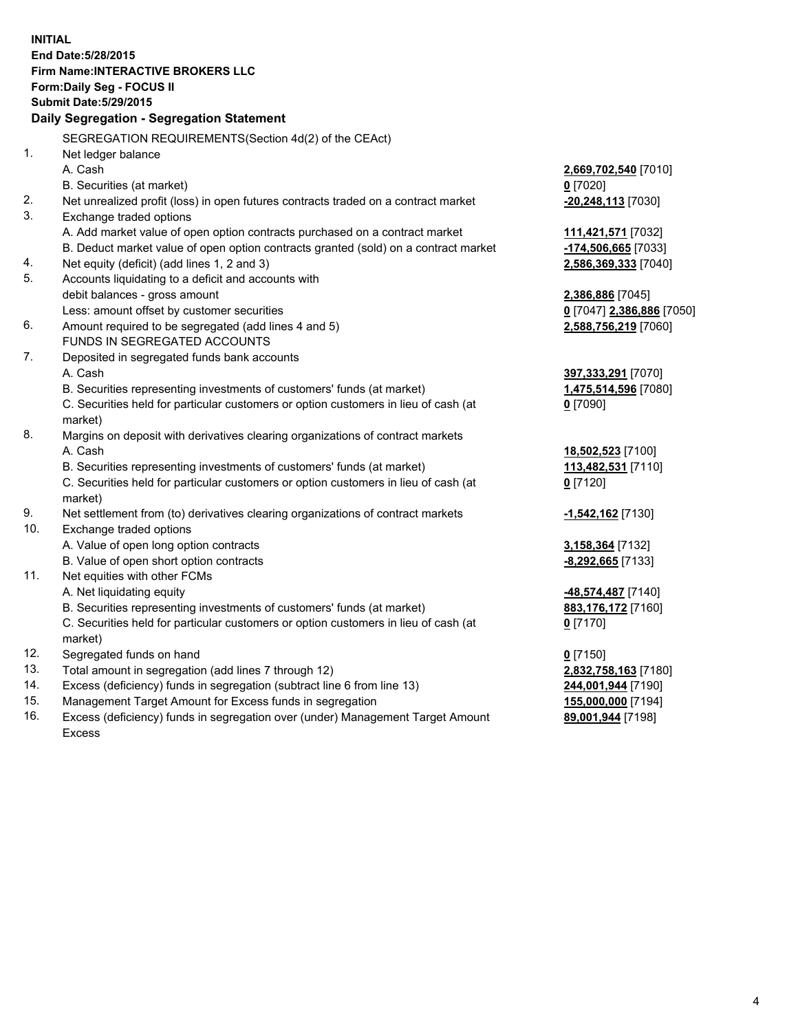**INITIAL**
**End Date:5/28/2015**
**Firm Name:INTERACTIVE BROKERS LLC**
**Form:Daily Seg - FOCUS II**
**Submit Date:5/29/2015**

## Daily Segregation - Segregation Statement

SEGREGATION REQUIREMENTS(Section 4d(2) of the CEAct)

| | | |
|---|---|---|
| 1. | Net ledger balance | |
| | A. Cash | **2,669,702,540** [7010] |
| | B. Securities (at market) | **0** [7020] |
| 2. | Net unrealized profit (loss) in open futures contracts traded on a contract market | **-20,248,113** [7030] |
| 3. | Exchange traded options | |
| | A. Add market value of open option contracts purchased on a contract market | **111,421,571** [7032] |
| | B. Deduct market value of open option contracts granted (sold) on a contract market | **-174,506,665** [7033] |
| 4. | Net equity (deficit) (add lines 1, 2 and 3) | **2,586,369,333** [7040] |
| 5. | Accounts liquidating to a deficit and accounts with debit balances - gross amount | **2,386,886** [7045] |
| | Less: amount offset by customer securities | **0** [7047] **2,386,886** [7050] |
| 6. | Amount required to be segregated (add lines 4 and 5) | **2,588,756,219** [7060] |
| | FUNDS IN SEGREGATED ACCOUNTS | |
| 7. | Deposited in segregated funds bank accounts | |
| | A. Cash | **397,333,291** [7070] |
| | B. Securities representing investments of customers' funds (at market) | **1,475,514,596** [7080] |
| | C. Securities held for particular customers or option customers in lieu of cash (at market) | **0** [7090] |
| 8. | Margins on deposit with derivatives clearing organizations of contract markets | |
| | A. Cash | **18,502,523** [7100] |
| | B. Securities representing investments of customers' funds (at market) | **113,482,531** [7110] |
| | C. Securities held for particular customers or option customers in lieu of cash (at market) | **0** [7120] |
| 9. | Net settlement from (to) derivatives clearing organizations of contract markets | **-1,542,162** [7130] |
| 10. | Exchange traded options | |
| | A. Value of open long option contracts | **3,158,364** [7132] |
| | B. Value of open short option contracts | **-8,292,665** [7133] |
| 11. | Net equities with other FCMs | |
| | A. Net liquidating equity | **-48,574,487** [7140] |
| | B. Securities representing investments of customers' funds (at market) | **883,176,172** [7160] |
| | C. Securities held for particular customers or option customers in lieu of cash (at market) | **0** [7170] |
| 12. | Segregated funds on hand | **0** [7150] |
| 13. | Total amount in segregation (add lines 7 through 12) | **2,832,758,163** [7180] |
| 14. | Excess (deficiency) funds in segregation (subtract line 6 from line 13) | **244,001,944** [7190] |
| 15. | Management Target Amount for Excess funds in segregation | **155,000,000** [7194] |
| 16. | Excess (deficiency) funds in segregation over (under) Management Target Amount Excess | **89,001,944** [7198] |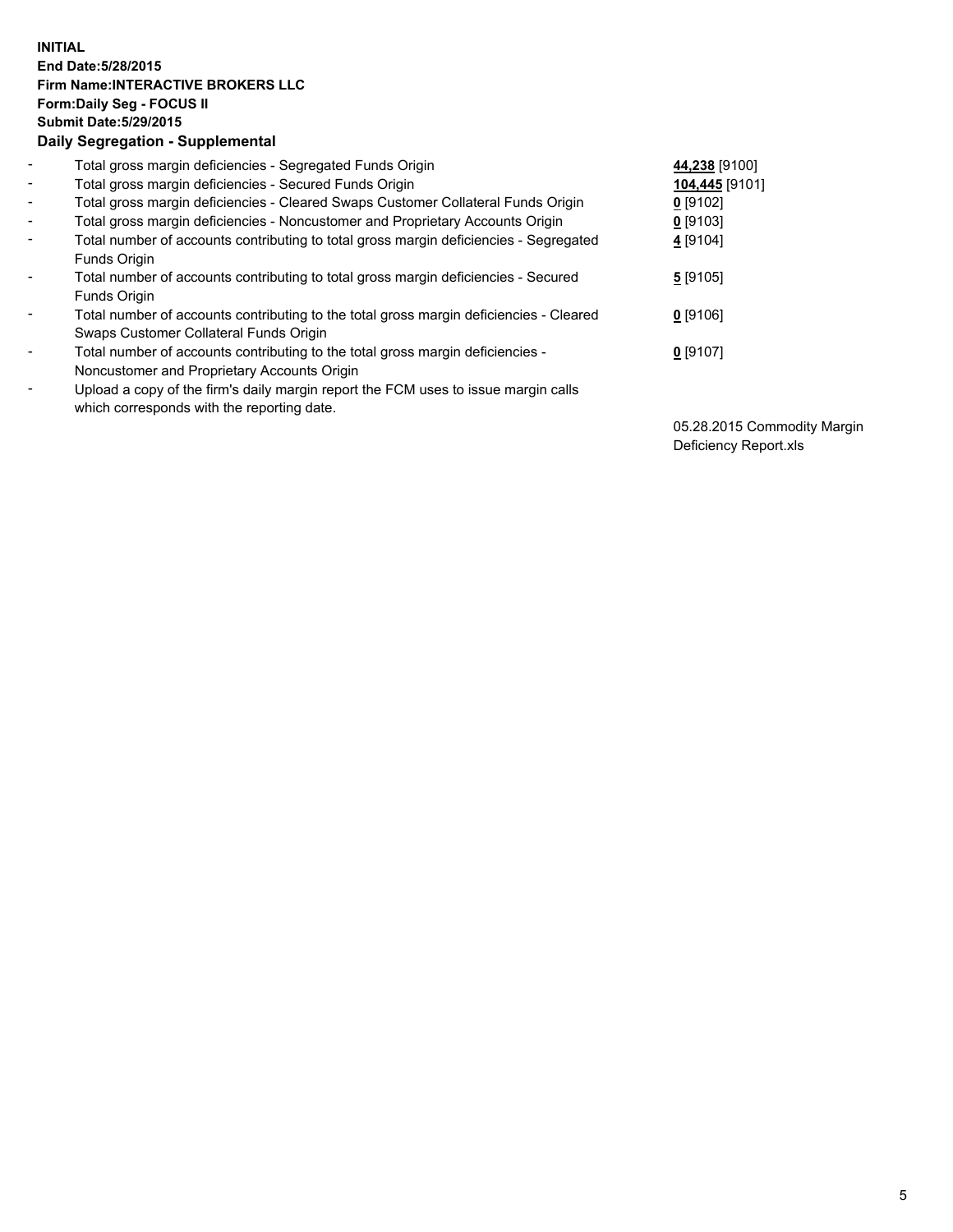**INITIAL**
**End Date:5/28/2015**
**Firm Name:INTERACTIVE BROKERS LLC**
**Form:Daily Seg - FOCUS II**
**Submit Date:5/29/2015**
**Daily Segregation - Supplemental**

| | | |
|---|---|---|
| - | Total gross margin deficiencies - Segregated Funds Origin | **44,238** [9100] |
| - | Total gross margin deficiencies - Secured Funds Origin | **104,445** [9101] |
| - | Total gross margin deficiencies - Cleared Swaps Customer Collateral Funds Origin | **0** [9102] |
| - | Total gross margin deficiencies - Noncustomer and Proprietary Accounts Origin | **0** [9103] |
| - | Total number of accounts contributing to total gross margin deficiencies - Segregated Funds Origin | **4** [9104] |
| - | Total number of accounts contributing to total gross margin deficiencies - Secured Funds Origin | **5** [9105] |
| - | Total number of accounts contributing to the total gross margin deficiencies - Cleared Swaps Customer Collateral Funds Origin | **0** [9106] |
| - | Total number of accounts contributing to the total gross margin deficiencies - Noncustomer and Proprietary Accounts Origin | **0** [9107] |
| - | Upload a copy of the firm's daily margin report the FCM uses to issue margin calls which corresponds with the reporting date. | 05.28.2015 Commodity Margin Deficiency Report.xls |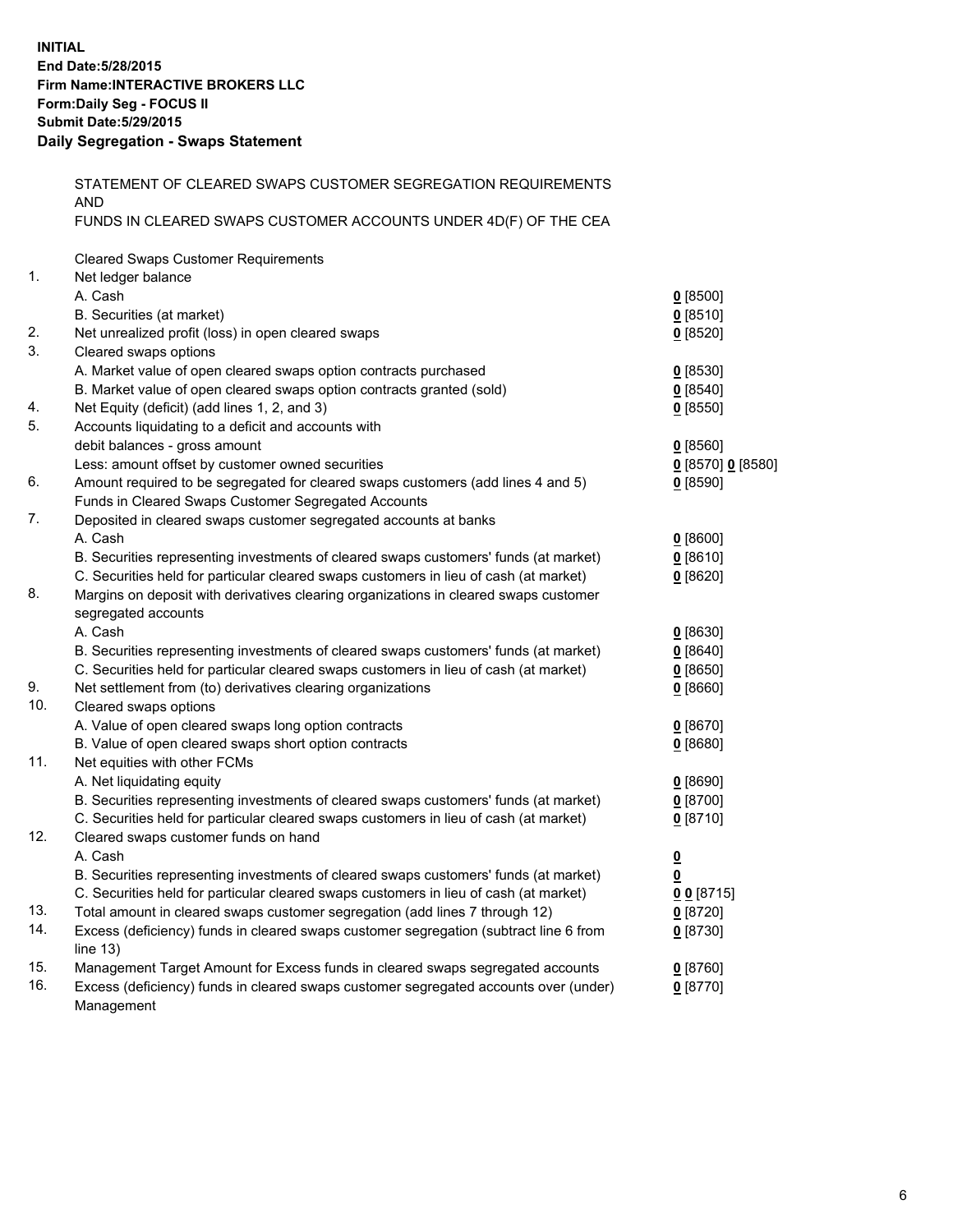**INITIAL**
**End Date:5/28/2015**
**Firm Name:INTERACTIVE BROKERS LLC**
**Form:Daily Seg - FOCUS II**
**Submit Date:5/29/2015**
**Daily Segregation - Swaps Statement**

STATEMENT OF CLEARED SWAPS CUSTOMER SEGREGATION REQUIREMENTS
AND
FUNDS IN CLEARED SWAPS CUSTOMER ACCOUNTS UNDER 4D(F) OF THE CEA

| | | |
|---|---|---|
| | Cleared Swaps Customer Requirements | |
| 1. | Net ledger balance | |
| | A. Cash | 0 [8500] |
| | B. Securities (at market) | 0 [8510] |
| 2. | Net unrealized profit (loss) in open cleared swaps | 0 [8520] |
| 3. | Cleared swaps options | |
| | A. Market value of open cleared swaps option contracts purchased | 0 [8530] |
| | B. Market value of open cleared swaps option contracts granted (sold) | 0 [8540] |
| 4. | Net Equity (deficit) (add lines 1, 2, and 3) | 0 [8550] |
| 5. | Accounts liquidating to a deficit and accounts with | |
| | debit balances - gross amount | 0 [8560] |
| | Less: amount offset by customer owned securities | 0 [8570] 0 [8580] |
| 6. | Amount required to be segregated for cleared swaps customers (add lines 4 and 5) | 0 [8590] |
| | Funds in Cleared Swaps Customer Segregated Accounts | |
| 7. | Deposited in cleared swaps customer segregated accounts at banks | |
| | A. Cash | 0 [8600] |
| | B. Securities representing investments of cleared swaps customers' funds (at market) | 0 [8610] |
| | C. Securities held for particular cleared swaps customers in lieu of cash (at market) | 0 [8620] |
| 8. | Margins on deposit with derivatives clearing organizations in cleared swaps customer segregated accounts | |
| | A. Cash | 0 [8630] |
| | B. Securities representing investments of cleared swaps customers' funds (at market) | 0 [8640] |
| | C. Securities held for particular cleared swaps customers in lieu of cash (at market) | 0 [8650] |
| 9. | Net settlement from (to) derivatives clearing organizations | 0 [8660] |
| 10. | Cleared swaps options | |
| | A. Value of open cleared swaps long option contracts | 0 [8670] |
| | B. Value of open cleared swaps short option contracts | 0 [8680] |
| 11. | Net equities with other FCMs | |
| | A. Net liquidating equity | 0 [8690] |
| | B. Securities representing investments of cleared swaps customers' funds (at market) | 0 [8700] |
| | C. Securities held for particular cleared swaps customers in lieu of cash (at market) | 0 [8710] |
| 12. | Cleared swaps customer funds on hand | |
| | A. Cash | 0 |
| | B. Securities representing investments of cleared swaps customers' funds (at market) | 0 |
| | C. Securities held for particular cleared swaps customers in lieu of cash (at market) | 0 0 [8715] |
| 13. | Total amount in cleared swaps customer segregation (add lines 7 through 12) | 0 [8720] |
| 14. | Excess (deficiency) funds in cleared swaps customer segregation (subtract line 6 from line 13) | 0 [8730] |
| 15. | Management Target Amount for Excess funds in cleared swaps segregated accounts | 0 [8760] |
| 16. | Excess (deficiency) funds in cleared swaps customer segregated accounts over (under) Management | 0 [8770] |